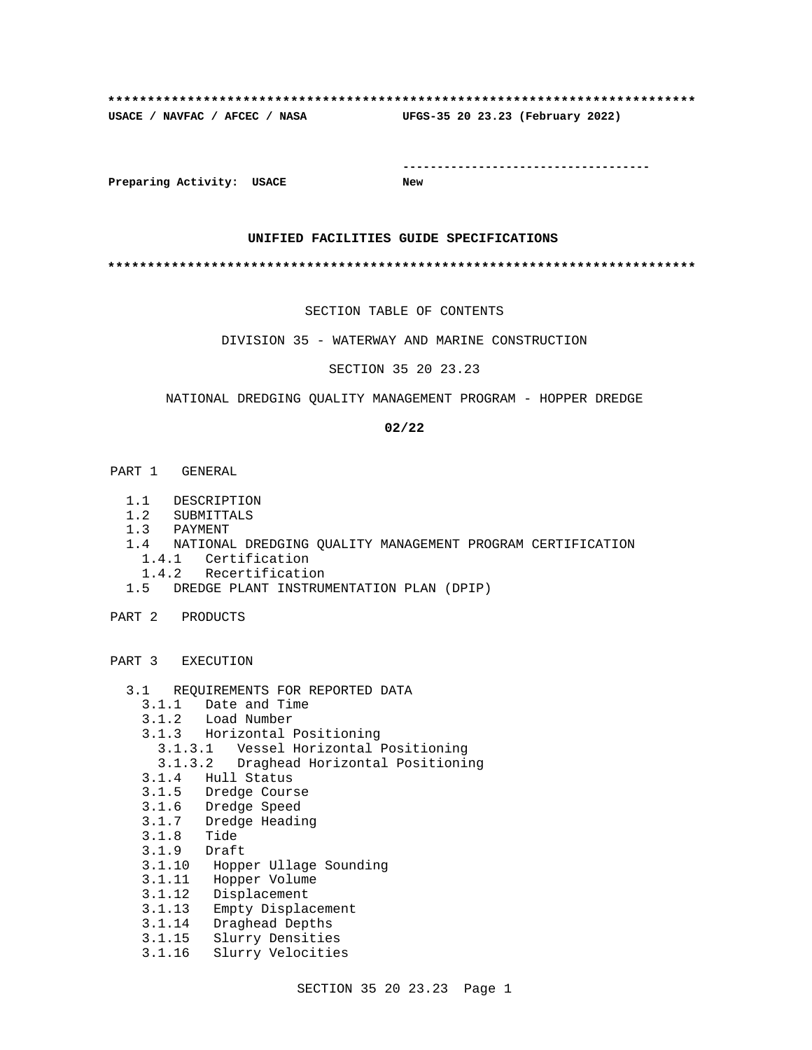**************************************************************************
**USACE / NAVFAC / AFCEC / NASA UFGS-35 20 23.23 (February 2022)**

-----------------------------------

**Preparing Activity: USACE New**

**UNIFIED FACILITIES GUIDE SPECIFICATIONS**

**************************************************************************

SECTION TABLE OF CONTENTS

DIVISION 35 - WATERWAY AND MARINE CONSTRUCTION

SECTION 35 20 23.23

NATIONAL DREDGING QUALITY MANAGEMENT PROGRAM - HOPPER DREDGE

**02/22**

PART 1 GENERAL

- 1.1 DESCRIPTION
- 1.2 SUBMITTALS
- 1.3 PAYMENT
- 1.4 NATIONAL DREDGING QUALITY MANAGEMENT PROGRAM CERTIFICATION
  - 1.4.1 Certification
  - 1.4.2 Recertification
- 1.5 DREDGE PLANT INSTRUMENTATION PLAN (DPIP)

PART 2 PRODUCTS

PART 3 EXECUTION

- 3.1 REQUIREMENTS FOR REPORTED DATA
  - 3.1.1 Date and Time
  - 3.1.2 Load Number
  - 3.1.3 Horizontal Positioning
    - 3.1.3.1 Vessel Horizontal Positioning
    - 3.1.3.2 Draghead Horizontal Positioning
  - 3.1.4 Hull Status
  - 3.1.5 Dredge Course
  - 3.1.6 Dredge Speed
  - 3.1.7 Dredge Heading
  - 3.1.8 Tide
  - 3.1.9 Draft
  - 3.1.10 Hopper Ullage Sounding
  - 3.1.11 Hopper Volume
  - 3.1.12 Displacement
  - 3.1.13 Empty Displacement
  - 3.1.14 Draghead Depths
  - 3.1.15 Slurry Densities
  - 3.1.16 Slurry Velocities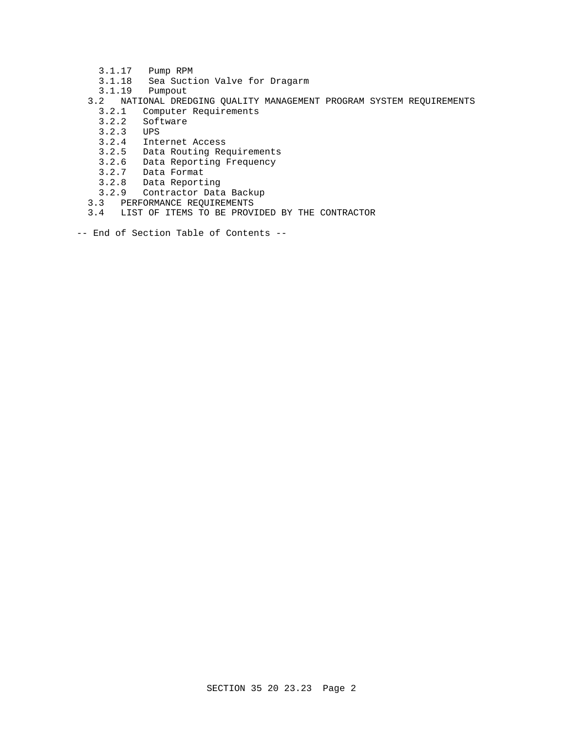3.1.17 Pump RPM
3.1.18 Sea Suction Valve for Dragarm
3.1.19 Pumpout
3.2 NATIONAL DREDGING QUALITY MANAGEMENT PROGRAM SYSTEM REQUIREMENTS
3.2.1 Computer Requirements
3.2.2 Software
3.2.3 UPS
3.2.4 Internet Access
3.2.5 Data Routing Requirements
3.2.6 Data Reporting Frequency
3.2.7 Data Format
3.2.8 Data Reporting
3.2.9 Contractor Data Backup
3.3 PERFORMANCE REQUIREMENTS
3.4 LIST OF ITEMS TO BE PROVIDED BY THE CONTRACTOR

-- End of Section Table of Contents --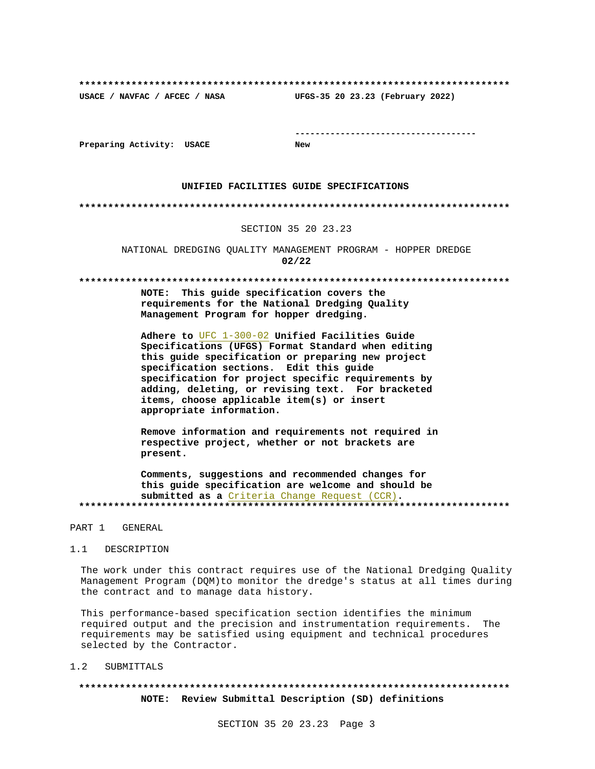**************************************************************************

**USACE / NAVFAC / AFCEC / NASA** **UFGS-35 20 23.23 (February 2022)**

-----------------------------------

**Preparing Activity: USACE** **New**

**UNIFIED FACILITIES GUIDE SPECIFICATIONS**

**************************************************************************

SECTION 35 20 23.23

NATIONAL DREDGING QUALITY MANAGEMENT PROGRAM - HOPPER DREDGE

**02/22**

**************************************************************************

**NOTE: This guide specification covers the requirements for the National Dredging Quality Management Program for hopper dredging.**

**Adhere to** UFC 1-300-02 **Unified Facilities Guide Specifications (UFGS) Format Standard when editing this guide specification or preparing new project specification sections. Edit this guide specification for project specific requirements by adding, deleting, or revising text. For bracketed items, choose applicable item(s) or insert appropriate information.**

**Remove information and requirements not required in respective project, whether or not brackets are present.**

**Comments, suggestions and recommended changes for this guide specification are welcome and should be submitted as a** Criteria Change Request (CCR)**.**

**************************************************************************

PART 1 GENERAL

1.1 DESCRIPTION

The work under this contract requires use of the National Dredging Quality Management Program (DQM)to monitor the dredge's status at all times during the contract and to manage data history.

This performance-based specification section identifies the minimum required output and the precision and instrumentation requirements. The requirements may be satisfied using equipment and technical procedures selected by the Contractor.

1.2 SUBMITTALS

**************************************************************************

**NOTE: Review Submittal Description (SD) definitions**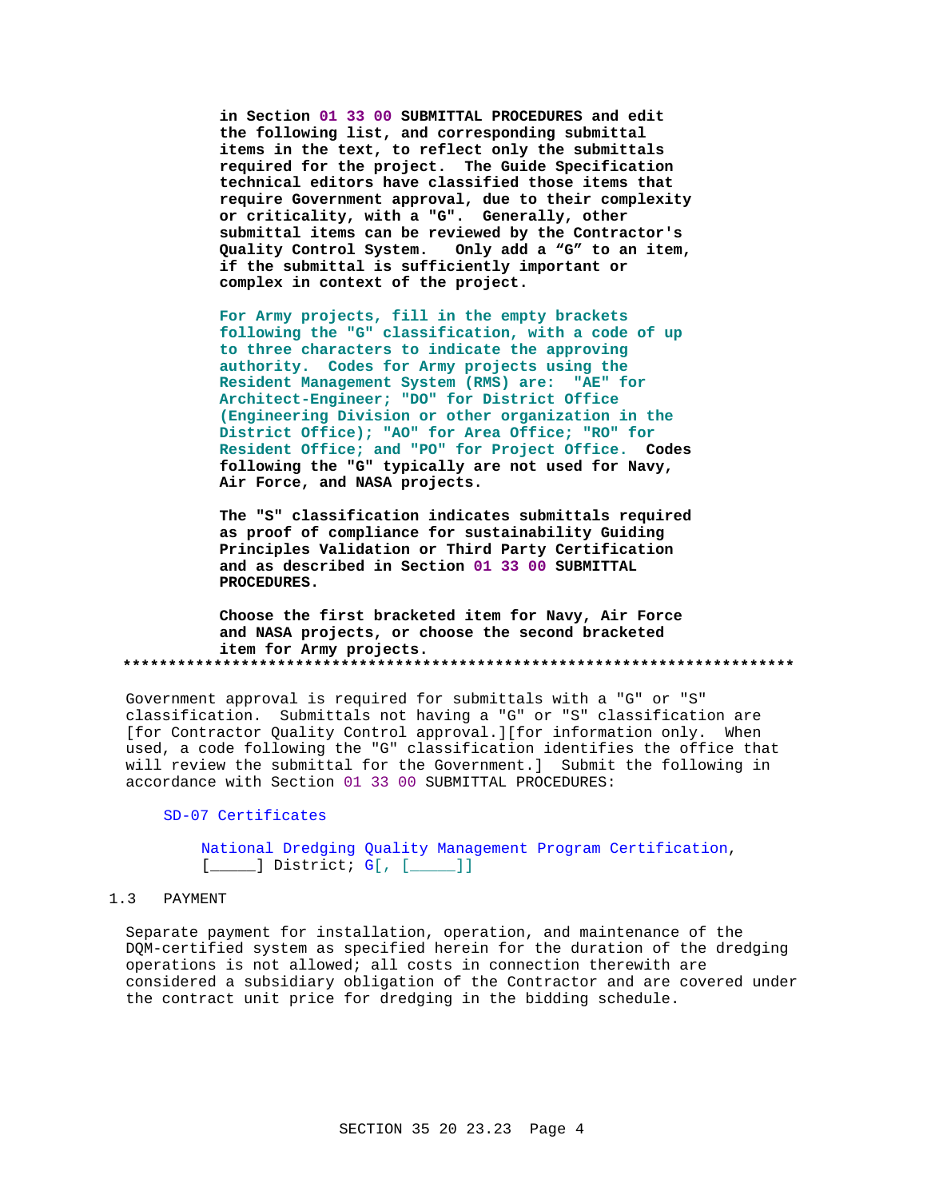**in Section 01 33 00 SUBMITTAL PROCEDURES and edit the following list, and corresponding submittal items in the text, to reflect only the submittals required for the project. The Guide Specification technical editors have classified those items that require Government approval, due to their complexity or criticality, with a "G". Generally, other submittal items can be reviewed by the Contractor's Quality Control System. Only add a "G" to an item, if the submittal is sufficiently important or complex in context of the project.**

**For Army projects, fill in the empty brackets following the "G" classification, with a code of up to three characters to indicate the approving authority. Codes for Army projects using the Resident Management System (RMS) are: "AE" for Architect-Engineer; "DO" for District Office (Engineering Division or other organization in the District Office); "AO" for Area Office; "RO" for Resident Office; and "PO" for Project Office. Codes following the "G" typically are not used for Navy, Air Force, and NASA projects.**

**The "S" classification indicates submittals required as proof of compliance for sustainability Guiding Principles Validation or Third Party Certification and as described in Section 01 33 00 SUBMITTAL PROCEDURES.**

**Choose the first bracketed item for Navy, Air Force and NASA projects, or choose the second bracketed item for Army projects.**

**************************************************************************

Government approval is required for submittals with a "G" or "S" classification. Submittals not having a "G" or "S" classification are [for Contractor Quality Control approval.][for information only. When used, a code following the "G" classification identifies the office that will review the submittal for the Government.] Submit the following in accordance with Section 01 33 00 SUBMITTAL PROCEDURES:

SD-07 Certificates

National Dredging Quality Management Program Certification, [_____] District; G[, [_____]]

## 1.3 PAYMENT

Separate payment for installation, operation, and maintenance of the DQM-certified system as specified herein for the duration of the dredging operations is not allowed; all costs in connection therewith are considered a subsidiary obligation of the Contractor and are covered under the contract unit price for dredging in the bidding schedule.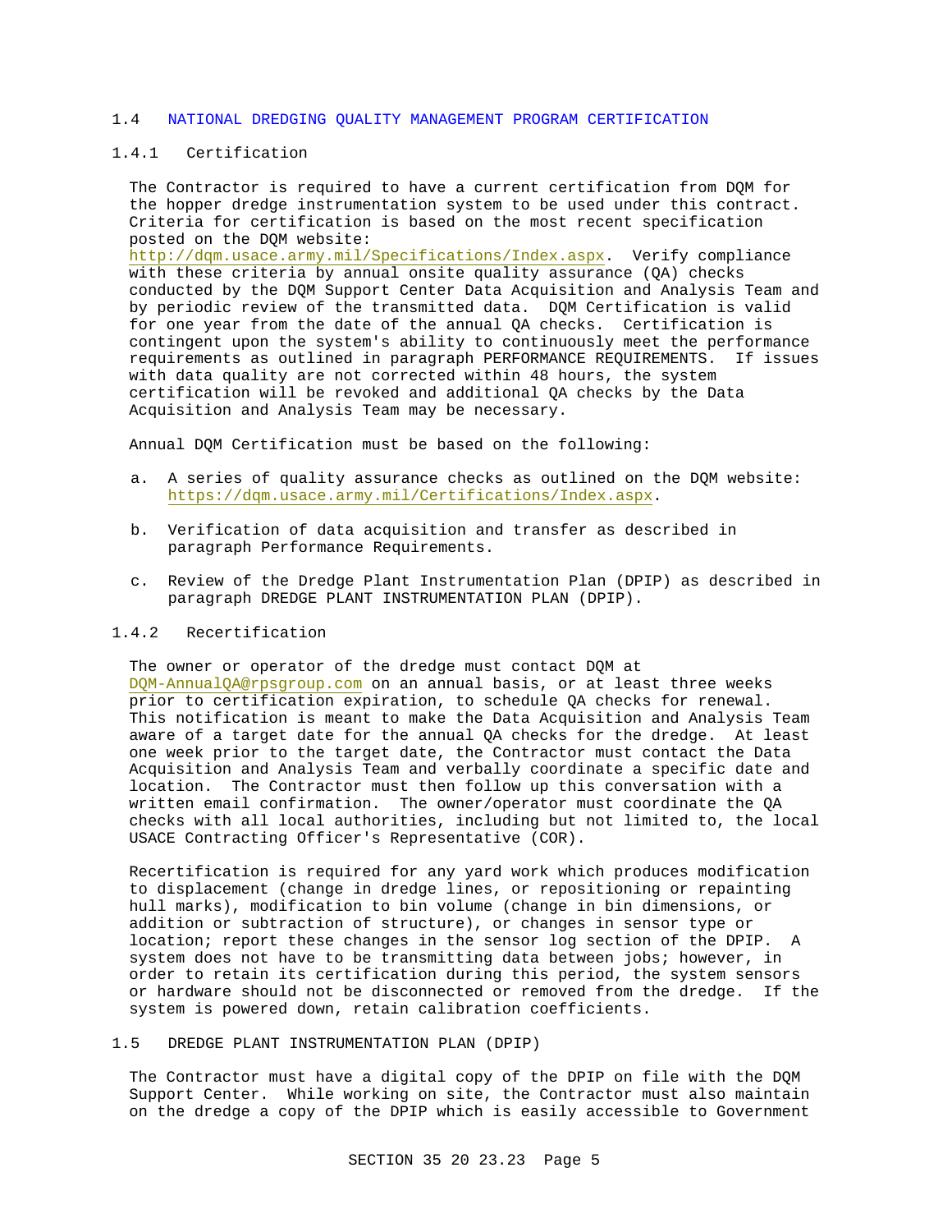## 1.4 NATIONAL DREDGING QUALITY MANAGEMENT PROGRAM CERTIFICATION

### 1.4.1 Certification

The Contractor is required to have a current certification from DQM for the hopper dredge instrumentation system to be used under this contract. Criteria for certification is based on the most recent specification posted on the DQM website: http://dqm.usace.army.mil/Specifications/Index.aspx. Verify compliance with these criteria by annual onsite quality assurance (QA) checks conducted by the DQM Support Center Data Acquisition and Analysis Team and by periodic review of the transmitted data. DQM Certification is valid for one year from the date of the annual QA checks. Certification is contingent upon the system's ability to continuously meet the performance requirements as outlined in paragraph PERFORMANCE REQUIREMENTS. If issues with data quality are not corrected within 48 hours, the system certification will be revoked and additional QA checks by the Data Acquisition and Analysis Team may be necessary.

Annual DQM Certification must be based on the following:

a. A series of quality assurance checks as outlined on the DQM website: https://dqm.usace.army.mil/Certifications/Index.aspx.

b. Verification of data acquisition and transfer as described in paragraph Performance Requirements.

c. Review of the Dredge Plant Instrumentation Plan (DPIP) as described in paragraph DREDGE PLANT INSTRUMENTATION PLAN (DPIP).

### 1.4.2 Recertification

The owner or operator of the dredge must contact DQM at DQM-AnnualQA@rpsgroup.com on an annual basis, or at least three weeks prior to certification expiration, to schedule QA checks for renewal. This notification is meant to make the Data Acquisition and Analysis Team aware of a target date for the annual QA checks for the dredge. At least one week prior to the target date, the Contractor must contact the Data Acquisition and Analysis Team and verbally coordinate a specific date and location. The Contractor must then follow up this conversation with a written email confirmation. The owner/operator must coordinate the QA checks with all local authorities, including but not limited to, the local USACE Contracting Officer's Representative (COR).

Recertification is required for any yard work which produces modification to displacement (change in dredge lines, or repositioning or repainting hull marks), modification to bin volume (change in bin dimensions, or addition or subtraction of structure), or changes in sensor type or location; report these changes in the sensor log section of the DPIP. A system does not have to be transmitting data between jobs; however, in order to retain its certification during this period, the system sensors or hardware should not be disconnected or removed from the dredge. If the system is powered down, retain calibration coefficients.

## 1.5 DREDGE PLANT INSTRUMENTATION PLAN (DPIP)

The Contractor must have a digital copy of the DPIP on file with the DQM Support Center. While working on site, the Contractor must also maintain on the dredge a copy of the DPIP which is easily accessible to Government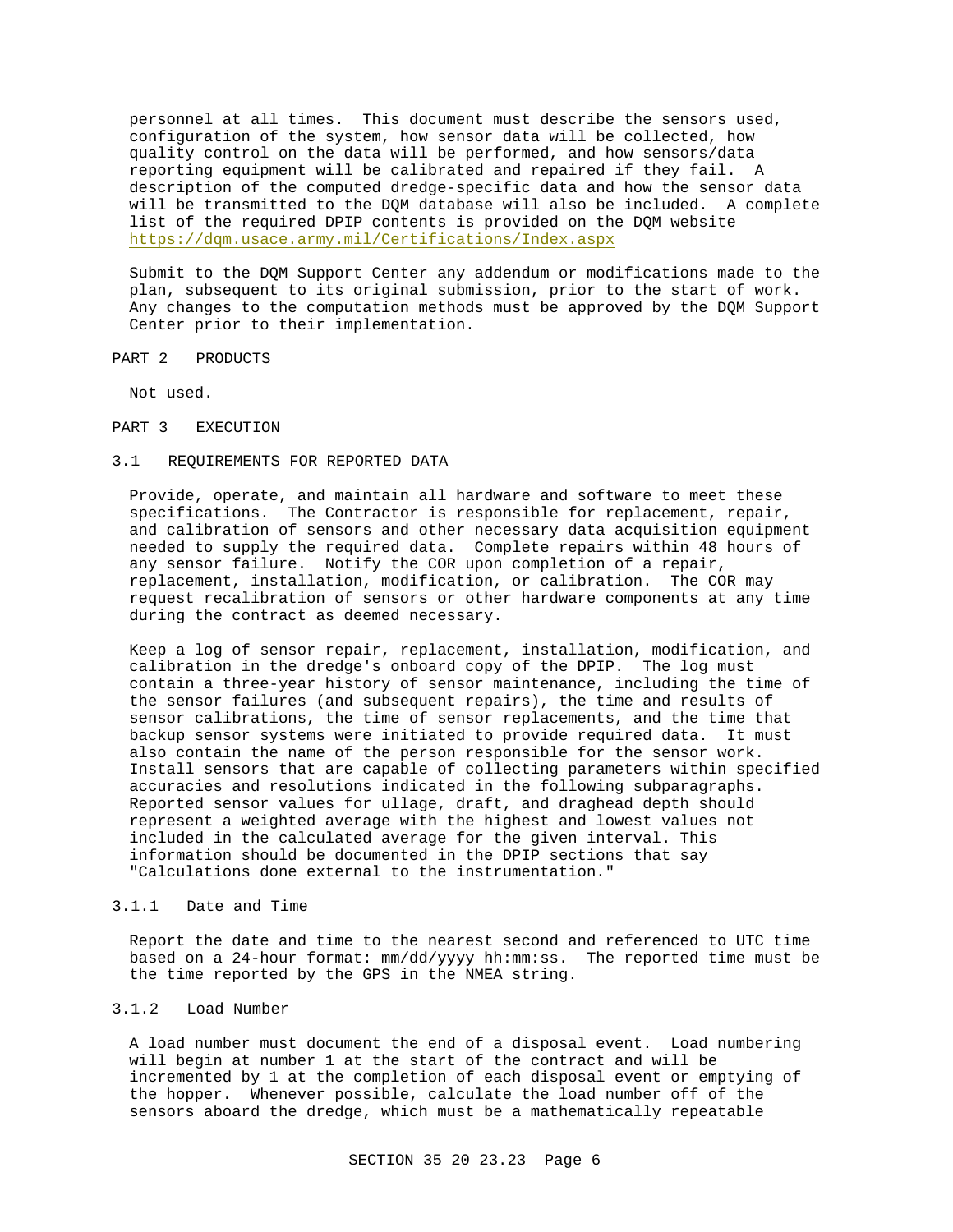personnel at all times. This document must describe the sensors used, configuration of the system, how sensor data will be collected, how quality control on the data will be performed, and how sensors/data reporting equipment will be calibrated and repaired if they fail. A description of the computed dredge-specific data and how the sensor data will be transmitted to the DQM database will also be included. A complete list of the required DPIP contents is provided on the DQM website https://dqm.usace.army.mil/Certifications/Index.aspx

Submit to the DQM Support Center any addendum or modifications made to the plan, subsequent to its original submission, prior to the start of work. Any changes to the computation methods must be approved by the DQM Support Center prior to their implementation.

# PART 2 PRODUCTS

Not used.

# PART 3 EXECUTION

## 3.1 REQUIREMENTS FOR REPORTED DATA

Provide, operate, and maintain all hardware and software to meet these specifications. The Contractor is responsible for replacement, repair, and calibration of sensors and other necessary data acquisition equipment needed to supply the required data. Complete repairs within 48 hours of any sensor failure. Notify the COR upon completion of a repair, replacement, installation, modification, or calibration. The COR may request recalibration of sensors or other hardware components at any time during the contract as deemed necessary.

Keep a log of sensor repair, replacement, installation, modification, and calibration in the dredge's onboard copy of the DPIP. The log must contain a three-year history of sensor maintenance, including the time of the sensor failures (and subsequent repairs), the time and results of sensor calibrations, the time of sensor replacements, and the time that backup sensor systems were initiated to provide required data. It must also contain the name of the person responsible for the sensor work. Install sensors that are capable of collecting parameters within specified accuracies and resolutions indicated in the following subparagraphs. Reported sensor values for ullage, draft, and draghead depth should represent a weighted average with the highest and lowest values not included in the calculated average for the given interval. This information should be documented in the DPIP sections that say "Calculations done external to the instrumentation."

### 3.1.1 Date and Time

Report the date and time to the nearest second and referenced to UTC time based on a 24-hour format: mm/dd/yyyy hh:mm:ss. The reported time must be the time reported by the GPS in the NMEA string.

### 3.1.2 Load Number

A load number must document the end of a disposal event. Load numbering will begin at number 1 at the start of the contract and will be incremented by 1 at the completion of each disposal event or emptying of the hopper. Whenever possible, calculate the load number off of the sensors aboard the dredge, which must be a mathematically repeatable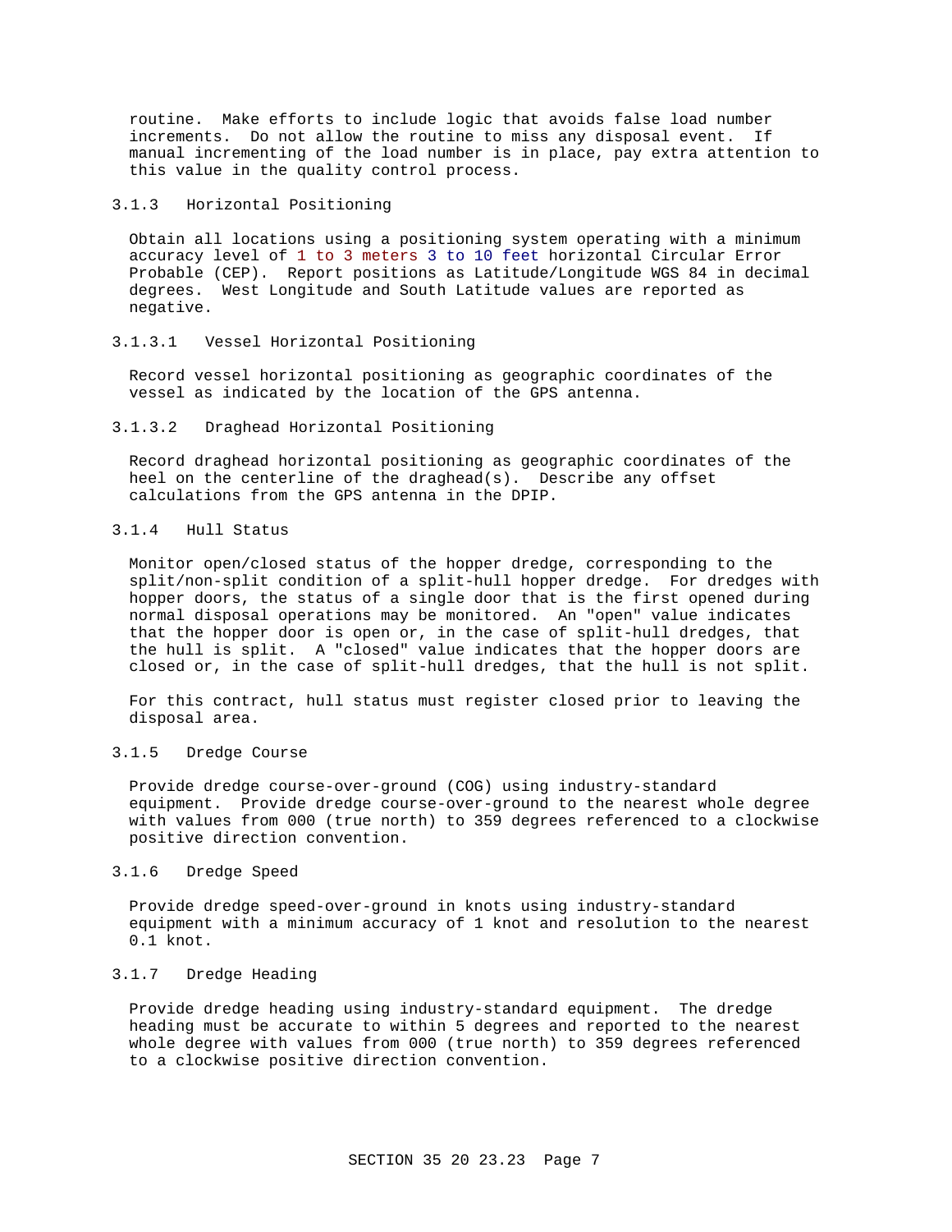routine. Make efforts to include logic that avoids false load number increments. Do not allow the routine to miss any disposal event. If manual incrementing of the load number is in place, pay extra attention to this value in the quality control process.

### 3.1.3 Horizontal Positioning

Obtain all locations using a positioning system operating with a minimum accuracy level of 1 to 3 meters 3 to 10 feet horizontal Circular Error Probable (CEP). Report positions as Latitude/Longitude WGS 84 in decimal degrees. West Longitude and South Latitude values are reported as negative.

#### 3.1.3.1 Vessel Horizontal Positioning

Record vessel horizontal positioning as geographic coordinates of the vessel as indicated by the location of the GPS antenna.

#### 3.1.3.2 Draghead Horizontal Positioning

Record draghead horizontal positioning as geographic coordinates of the heel on the centerline of the draghead(s). Describe any offset calculations from the GPS antenna in the DPIP.

### 3.1.4 Hull Status

Monitor open/closed status of the hopper dredge, corresponding to the split/non-split condition of a split-hull hopper dredge. For dredges with hopper doors, the status of a single door that is the first opened during normal disposal operations may be monitored. An "open" value indicates that the hopper door is open or, in the case of split-hull dredges, that the hull is split. A "closed" value indicates that the hopper doors are closed or, in the case of split-hull dredges, that the hull is not split.

For this contract, hull status must register closed prior to leaving the disposal area.

### 3.1.5 Dredge Course

Provide dredge course-over-ground (COG) using industry-standard equipment. Provide dredge course-over-ground to the nearest whole degree with values from 000 (true north) to 359 degrees referenced to a clockwise positive direction convention.

### 3.1.6 Dredge Speed

Provide dredge speed-over-ground in knots using industry-standard equipment with a minimum accuracy of 1 knot and resolution to the nearest 0.1 knot.

### 3.1.7 Dredge Heading

Provide dredge heading using industry-standard equipment. The dredge heading must be accurate to within 5 degrees and reported to the nearest whole degree with values from 000 (true north) to 359 degrees referenced to a clockwise positive direction convention.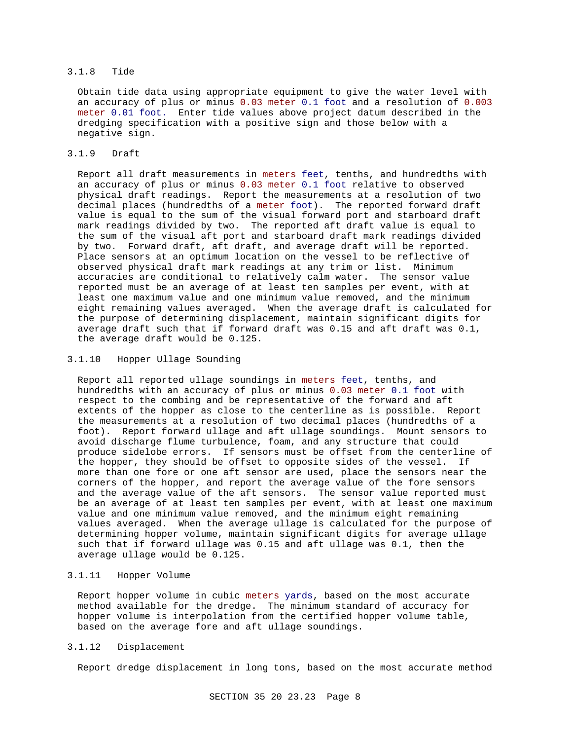### 3.1.8 Tide

Obtain tide data using appropriate equipment to give the water level with an accuracy of plus or minus 0.03 meter 0.1 foot and a resolution of 0.003 meter 0.01 foot. Enter tide values above project datum described in the dredging specification with a positive sign and those below with a negative sign.

### 3.1.9 Draft

Report all draft measurements in meters feet, tenths, and hundredths with an accuracy of plus or minus 0.03 meter 0.1 foot relative to observed physical draft readings. Report the measurements at a resolution of two decimal places (hundredths of a meter foot). The reported forward draft value is equal to the sum of the visual forward port and starboard draft mark readings divided by two. The reported aft draft value is equal to the sum of the visual aft port and starboard draft mark readings divided by two. Forward draft, aft draft, and average draft will be reported. Place sensors at an optimum location on the vessel to be reflective of observed physical draft mark readings at any trim or list. Minimum accuracies are conditional to relatively calm water. The sensor value reported must be an average of at least ten samples per event, with at least one maximum value and one minimum value removed, and the minimum eight remaining values averaged. When the average draft is calculated for the purpose of determining displacement, maintain significant digits for average draft such that if forward draft was 0.15 and aft draft was 0.1, the average draft would be 0.125.

### 3.1.10 Hopper Ullage Sounding

Report all reported ullage soundings in meters feet, tenths, and hundredths with an accuracy of plus or minus 0.03 meter 0.1 foot with respect to the combing and be representative of the forward and aft extents of the hopper as close to the centerline as is possible. Report the measurements at a resolution of two decimal places (hundredths of a foot). Report forward ullage and aft ullage soundings. Mount sensors to avoid discharge flume turbulence, foam, and any structure that could produce sidelobe errors. If sensors must be offset from the centerline of the hopper, they should be offset to opposite sides of the vessel. If more than one fore or one aft sensor are used, place the sensors near the corners of the hopper, and report the average value of the fore sensors and the average value of the aft sensors. The sensor value reported must be an average of at least ten samples per event, with at least one maximum value and one minimum value removed, and the minimum eight remaining values averaged. When the average ullage is calculated for the purpose of determining hopper volume, maintain significant digits for average ullage such that if forward ullage was 0.15 and aft ullage was 0.1, then the average ullage would be 0.125.

### 3.1.11 Hopper Volume

Report hopper volume in cubic meters yards, based on the most accurate method available for the dredge. The minimum standard of accuracy for hopper volume is interpolation from the certified hopper volume table, based on the average fore and aft ullage soundings.

### 3.1.12 Displacement

Report dredge displacement in long tons, based on the most accurate method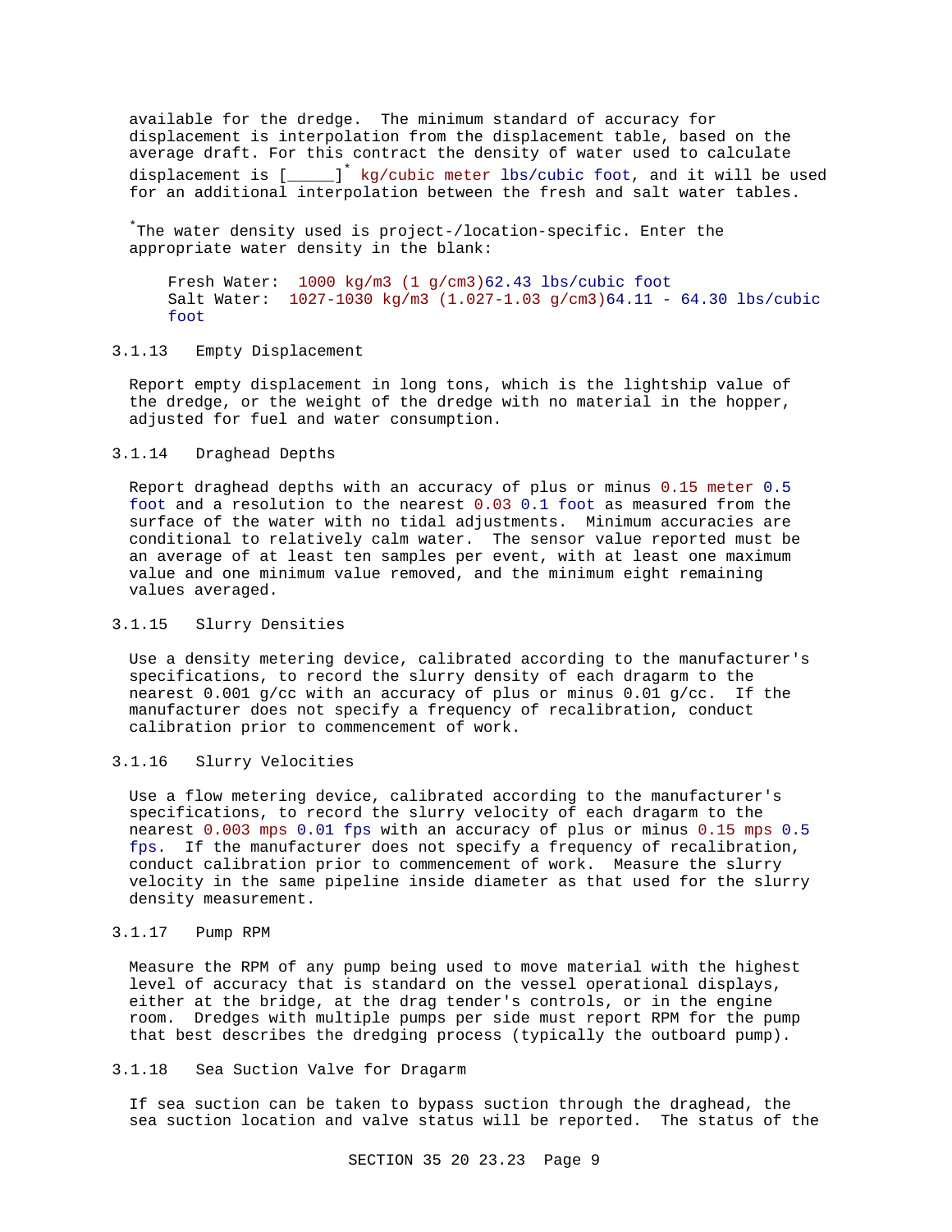available for the dredge. The minimum standard of accuracy for displacement is interpolation from the displacement table, based on the average draft. For this contract the density of water used to calculate displacement is [_____]* kg/cubic meter lbs/cubic foot, and it will be used for an additional interpolation between the fresh and salt water tables.

*The water density used is project-/location-specific. Enter the appropriate water density in the blank:

Fresh Water: 1000 kg/m3 (1 g/cm3)62.43 lbs/cubic foot
Salt Water: 1027-1030 kg/m3 (1.027-1.03 g/cm3)64.11 - 64.30 lbs/cubic foot

## 3.1.13 Empty Displacement

Report empty displacement in long tons, which is the lightship value of the dredge, or the weight of the dredge with no material in the hopper, adjusted for fuel and water consumption.

## 3.1.14 Draghead Depths

Report draghead depths with an accuracy of plus or minus 0.15 meter 0.5 foot and a resolution to the nearest 0.03 0.1 foot as measured from the surface of the water with no tidal adjustments. Minimum accuracies are conditional to relatively calm water. The sensor value reported must be an average of at least ten samples per event, with at least one maximum value and one minimum value removed, and the minimum eight remaining values averaged.

## 3.1.15 Slurry Densities

Use a density metering device, calibrated according to the manufacturer's specifications, to record the slurry density of each dragarm to the nearest 0.001 g/cc with an accuracy of plus or minus 0.01 g/cc. If the manufacturer does not specify a frequency of recalibration, conduct calibration prior to commencement of work.

## 3.1.16 Slurry Velocities

Use a flow metering device, calibrated according to the manufacturer's specifications, to record the slurry velocity of each dragarm to the nearest 0.003 mps 0.01 fps with an accuracy of plus or minus 0.15 mps 0.5 fps. If the manufacturer does not specify a frequency of recalibration, conduct calibration prior to commencement of work. Measure the slurry velocity in the same pipeline inside diameter as that used for the slurry density measurement.

## 3.1.17 Pump RPM

Measure the RPM of any pump being used to move material with the highest level of accuracy that is standard on the vessel operational displays, either at the bridge, at the drag tender's controls, or in the engine room. Dredges with multiple pumps per side must report RPM for the pump that best describes the dredging process (typically the outboard pump).

## 3.1.18 Sea Suction Valve for Dragarm

If sea suction can be taken to bypass suction through the draghead, the sea suction location and valve status will be reported. The status of the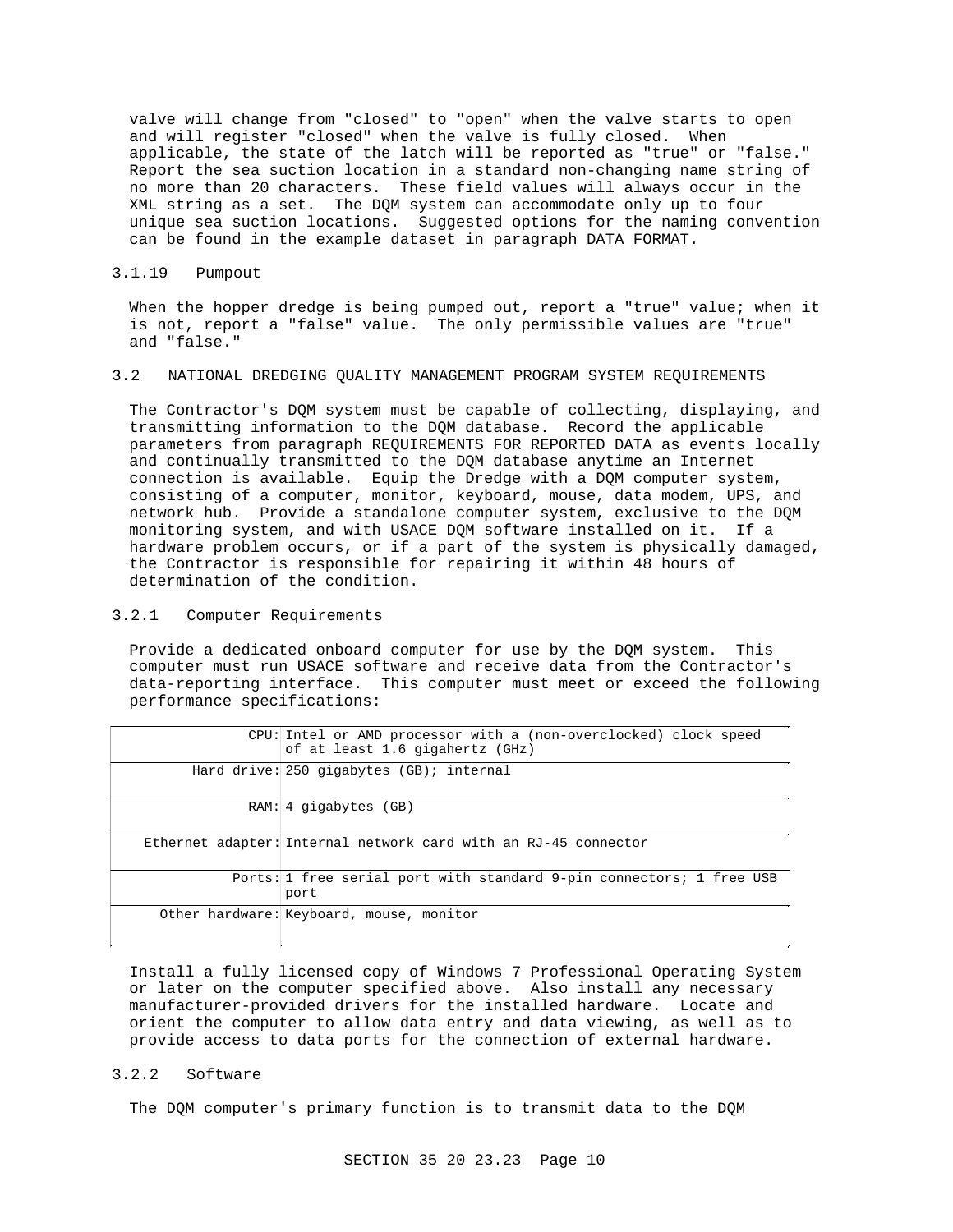valve will change from "closed" to "open" when the valve starts to open and will register "closed" when the valve is fully closed. When applicable, the state of the latch will be reported as "true" or "false." Report the sea suction location in a standard non-changing name string of no more than 20 characters. These field values will always occur in the XML string as a set. The DQM system can accommodate only up to four unique sea suction locations. Suggested options for the naming convention can be found in the example dataset in paragraph DATA FORMAT.

#### 3.1.19 Pumpout

When the hopper dredge is being pumped out, report a "true" value; when it is not, report a "false" value. The only permissible values are "true" and "false."

## 3.2 NATIONAL DREDGING QUALITY MANAGEMENT PROGRAM SYSTEM REQUIREMENTS

The Contractor's DQM system must be capable of collecting, displaying, and transmitting information to the DQM database. Record the applicable parameters from paragraph REQUIREMENTS FOR REPORTED DATA as events locally and continually transmitted to the DQM database anytime an Internet connection is available. Equip the Dredge with a DQM computer system, consisting of a computer, monitor, keyboard, mouse, data modem, UPS, and network hub. Provide a standalone computer system, exclusive to the DQM monitoring system, and with USACE DQM software installed on it. If a hardware problem occurs, or if a part of the system is physically damaged, the Contractor is responsible for repairing it within 48 hours of determination of the condition.

### 3.2.1 Computer Requirements

Provide a dedicated onboard computer for use by the DQM system. This computer must run USACE software and receive data from the Contractor's data-reporting interface. This computer must meet or exceed the following performance specifications:

| | |
|---:|---|
| CPU: | Intel or AMD processor with a (non-overclocked) clock speed of at least 1.6 gigahertz (GHz) |
| Hard drive: | 250 gigabytes (GB); internal |
| RAM: | 4 gigabytes (GB) |
| Ethernet adapter: | Internal network card with an RJ-45 connector |
| Ports: | 1 free serial port with standard 9-pin connectors; 1 free USB port |
| Other hardware: | Keyboard, mouse, monitor |

Install a fully licensed copy of Windows 7 Professional Operating System or later on the computer specified above. Also install any necessary manufacturer-provided drivers for the installed hardware. Locate and orient the computer to allow data entry and data viewing, as well as to provide access to data ports for the connection of external hardware.

### 3.2.2 Software

The DQM computer's primary function is to transmit data to the DQM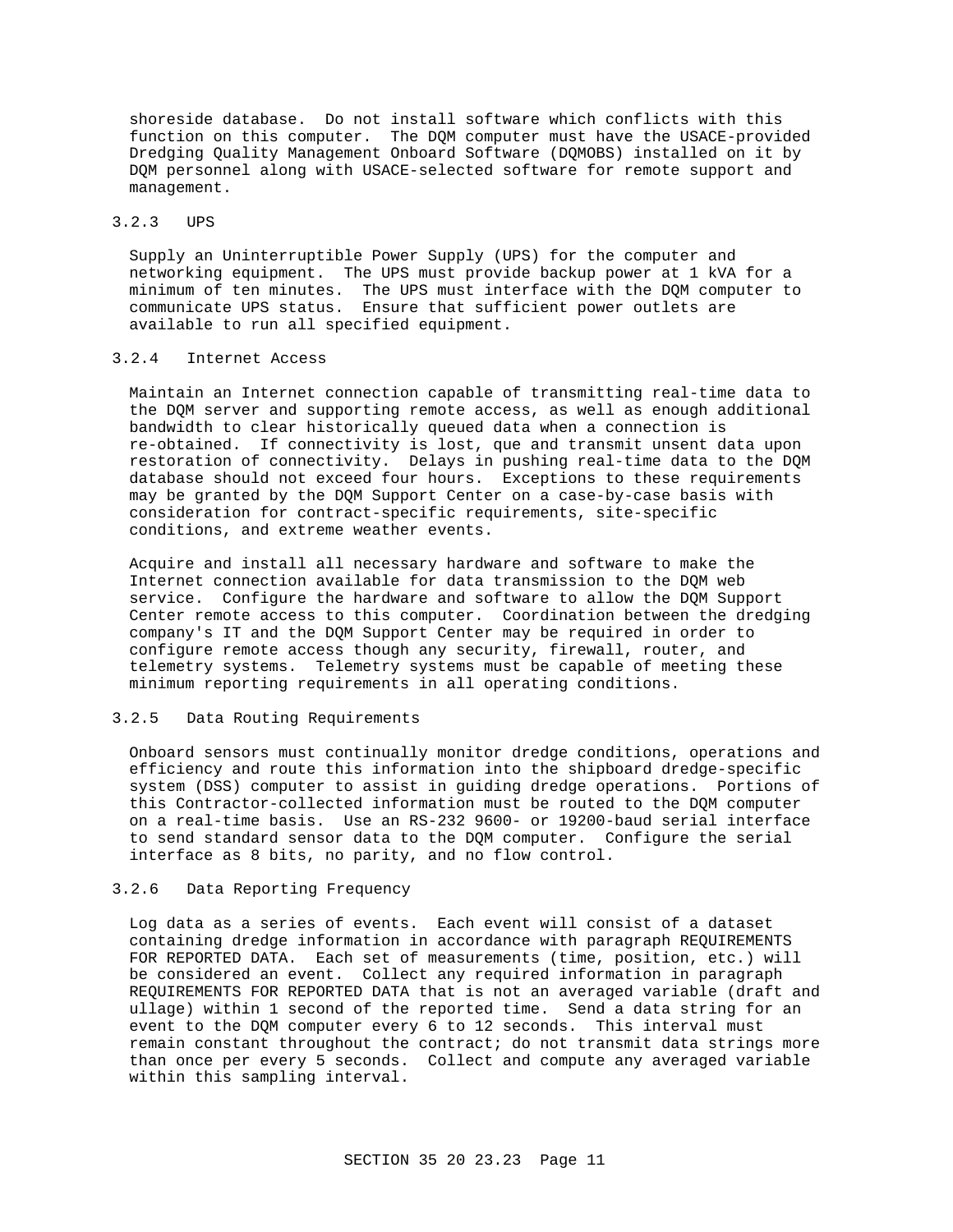shoreside database. Do not install software which conflicts with this function on this computer. The DQM computer must have the USACE-provided Dredging Quality Management Onboard Software (DQMOBS) installed on it by DQM personnel along with USACE-selected software for remote support and management.

### 3.2.3 UPS

Supply an Uninterruptible Power Supply (UPS) for the computer and networking equipment. The UPS must provide backup power at 1 kVA for a minimum of ten minutes. The UPS must interface with the DQM computer to communicate UPS status. Ensure that sufficient power outlets are available to run all specified equipment.

### 3.2.4 Internet Access

Maintain an Internet connection capable of transmitting real-time data to the DQM server and supporting remote access, as well as enough additional bandwidth to clear historically queued data when a connection is re-obtained. If connectivity is lost, que and transmit unsent data upon restoration of connectivity. Delays in pushing real-time data to the DQM database should not exceed four hours. Exceptions to these requirements may be granted by the DQM Support Center on a case-by-case basis with consideration for contract-specific requirements, site-specific conditions, and extreme weather events.

Acquire and install all necessary hardware and software to make the Internet connection available for data transmission to the DQM web service. Configure the hardware and software to allow the DQM Support Center remote access to this computer. Coordination between the dredging company's IT and the DQM Support Center may be required in order to configure remote access though any security, firewall, router, and telemetry systems. Telemetry systems must be capable of meeting these minimum reporting requirements in all operating conditions.

### 3.2.5 Data Routing Requirements

Onboard sensors must continually monitor dredge conditions, operations and efficiency and route this information into the shipboard dredge-specific system (DSS) computer to assist in guiding dredge operations. Portions of this Contractor-collected information must be routed to the DQM computer on a real-time basis. Use an RS-232 9600- or 19200-baud serial interface to send standard sensor data to the DQM computer. Configure the serial interface as 8 bits, no parity, and no flow control.

### 3.2.6 Data Reporting Frequency

Log data as a series of events. Each event will consist of a dataset containing dredge information in accordance with paragraph REQUIREMENTS FOR REPORTED DATA. Each set of measurements (time, position, etc.) will be considered an event. Collect any required information in paragraph REQUIREMENTS FOR REPORTED DATA that is not an averaged variable (draft and ullage) within 1 second of the reported time. Send a data string for an event to the DQM computer every 6 to 12 seconds. This interval must remain constant throughout the contract; do not transmit data strings more than once per every 5 seconds. Collect and compute any averaged variable within this sampling interval.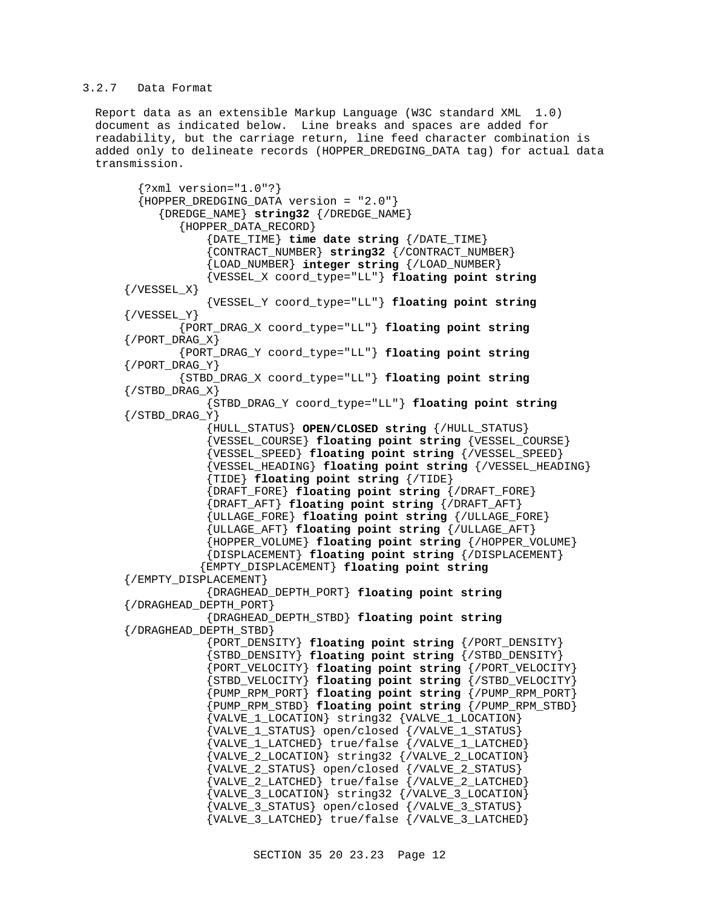### 3.2.7 Data Format

Report data as an extensible Markup Language (W3C standard XML 1.0) document as indicated below. Line breaks and spaces are added for readability, but the carriage return, line feed character combination is added only to delineate records (HOPPER_DREDGING_DATA tag) for actual data transmission.

```
{?xml version="1.0"?}
{HOPPER_DREDGING_DATA version = "2.0"}
   {DREDGE_NAME} string32 {/DREDGE_NAME}
      {HOPPER_DATA_RECORD}
         {DATE_TIME} time date string {/DATE_TIME}
         {CONTRACT_NUMBER} string32 {/CONTRACT_NUMBER}
         {LOAD_NUMBER} integer string {/LOAD_NUMBER}
         {VESSEL_X coord_type="LL"} floating point string
{/VESSEL_X}
         {VESSEL_Y coord_type="LL"} floating point string
{/VESSEL_Y}
      {PORT_DRAG_X coord_type="LL"} floating point string
{/PORT_DRAG_X}
      {PORT_DRAG_Y coord_type="LL"} floating point string
{/PORT_DRAG_Y}
      {STBD_DRAG_X coord_type="LL"} floating point string
{/STBD_DRAG_X}
         {STBD_DRAG_Y coord_type="LL"} floating point string
{/STBD_DRAG_Y}
         {HULL_STATUS} OPEN/CLOSED string {/HULL_STATUS}
         {VESSEL_COURSE} floating point string {VESSEL_COURSE}
         {VESSEL_SPEED} floating point string {/VESSEL_SPEED}
         {VESSEL_HEADING} floating point string {/VESSEL_HEADING}
         {TIDE} floating point string {/TIDE}
         {DRAFT_FORE} floating point string {/DRAFT_FORE}
         {DRAFT_AFT} floating point string {/DRAFT_AFT}
         {ULLAGE_FORE} floating point string {/ULLAGE_FORE}
         {ULLAGE_AFT} floating point string {/ULLAGE_AFT}
         {HOPPER_VOLUME} floating point string {/HOPPER_VOLUME}
         {DISPLACEMENT} floating point string {/DISPLACEMENT}
        {EMPTY_DISPLACEMENT} floating point string
{/EMPTY_DISPLACEMENT}
         {DRAGHEAD_DEPTH_PORT} floating point string
{/DRAGHEAD_DEPTH_PORT}
         {DRAGHEAD_DEPTH_STBD} floating point string
{/DRAGHEAD_DEPTH_STBD}
         {PORT_DENSITY} floating point string {/PORT_DENSITY}
         {STBD_DENSITY} floating point string {/STBD_DENSITY}
         {PORT_VELOCITY} floating point string {/PORT_VELOCITY}
         {STBD_VELOCITY} floating point string {/STBD_VELOCITY}
         {PUMP_RPM_PORT} floating point string {/PUMP_RPM_PORT}
         {PUMP_RPM_STBD} floating point string {/PUMP_RPM_STBD}
         {VALVE_1_LOCATION} string32 {VALVE_1_LOCATION}
         {VALVE_1_STATUS} open/closed {/VALVE_1_STATUS}
         {VALVE_1_LATCHED} true/false {/VALVE_1_LATCHED}
         {VALVE_2_LOCATION} string32 {/VALVE_2_LOCATION}
         {VALVE_2_STATUS} open/closed {/VALVE_2_STATUS}
         {VALVE_2_LATCHED} true/false {/VALVE_2_LATCHED}
         {VALVE_3_LOCATION} string32 {/VALVE_3_LOCATION}
         {VALVE_3_STATUS} open/closed {/VALVE_3_STATUS}
         {VALVE_3_LATCHED} true/false {/VALVE_3_LATCHED}
```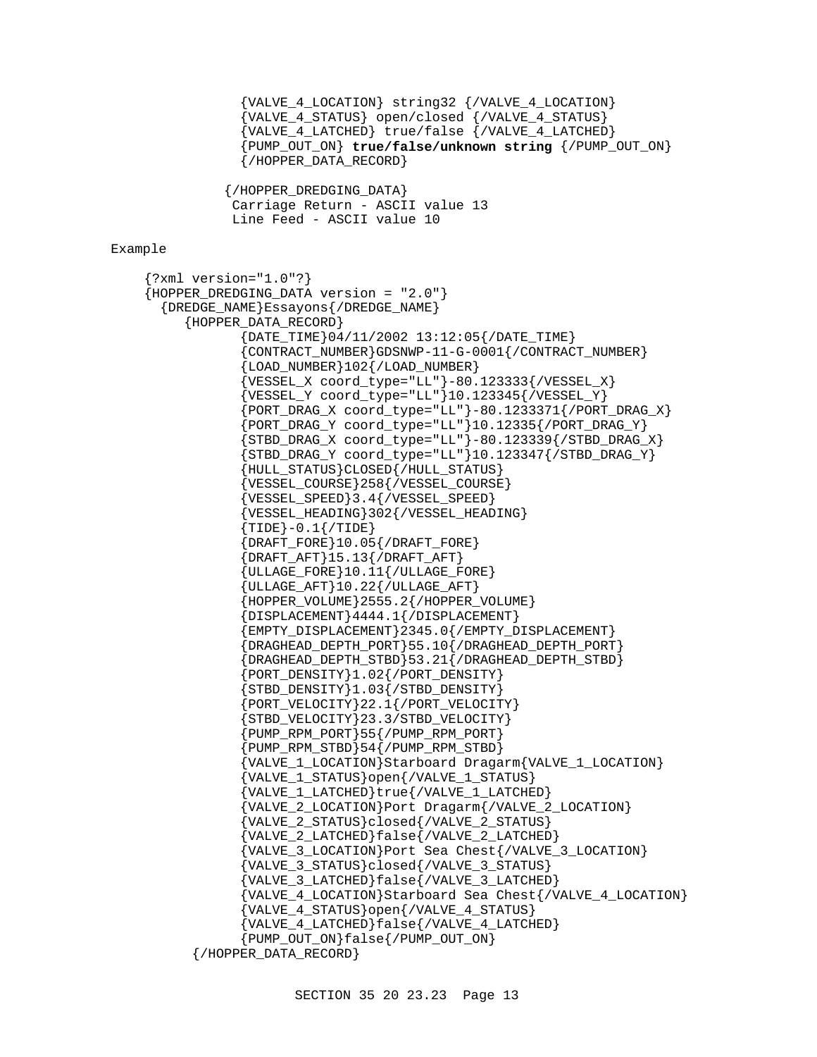```
            {VALVE_4_LOCATION} string32 {/VALVE_4_LOCATION}
            {VALVE_4_STATUS} open/closed {/VALVE_4_STATUS}
            {VALVE_4_LATCHED} true/false {/VALVE_4_LATCHED}
            {PUMP_OUT_ON} true/false/unknown string {/PUMP_OUT_ON}
            {/HOPPER_DATA_RECORD}

          {/HOPPER_DREDGING_DATA}
           Carriage Return - ASCII value 13
           Line Feed - ASCII value 10
```

Example

```
    {?xml version="1.0"?}
    {HOPPER_DREDGING_DATA version = "2.0"}
      {DREDGE_NAME}Essayons{/DREDGE_NAME}
         {HOPPER_DATA_RECORD}
                {DATE_TIME}04/11/2002 13:12:05{/DATE_TIME}
                {CONTRACT_NUMBER}GDSNWP-11-G-0001{/CONTRACT_NUMBER}
                {LOAD_NUMBER}102{/LOAD_NUMBER}
                {VESSEL_X coord_type="LL"}-80.123333{/VESSEL_X}
                {VESSEL_Y coord_type="LL"}10.123345{/VESSEL_Y}
                {PORT_DRAG_X coord_type="LL"}-80.1233371{/PORT_DRAG_X}
                {PORT_DRAG_Y coord_type="LL"}10.12335{/PORT_DRAG_Y}
                {STBD_DRAG_X coord_type="LL"}-80.123339{/STBD_DRAG_X}
                {STBD_DRAG_Y coord_type="LL"}10.123347{/STBD_DRAG_Y}
                {HULL_STATUS}CLOSED{/HULL_STATUS}
                {VESSEL_COURSE}258{/VESSEL_COURSE}
                {VESSEL_SPEED}3.4{/VESSEL_SPEED}
                {VESSEL_HEADING}302{/VESSEL_HEADING}
                {TIDE}-0.1{/TIDE}
                {DRAFT_FORE}10.05{/DRAFT_FORE}
                {DRAFT_AFT}15.13{/DRAFT_AFT}
                {ULLAGE_FORE}10.11{/ULLAGE_FORE}
                {ULLAGE_AFT}10.22{/ULLAGE_AFT}
                {HOPPER_VOLUME}2555.2{/HOPPER_VOLUME}
                {DISPLACEMENT}4444.1{/DISPLACEMENT}
                {EMPTY_DISPLACEMENT}2345.0{/EMPTY_DISPLACEMENT}
                {DRAGHEAD_DEPTH_PORT}55.10{/DRAGHEAD_DEPTH_PORT}
                {DRAGHEAD_DEPTH_STBD}53.21{/DRAGHEAD_DEPTH_STBD}
                {PORT_DENSITY}1.02{/PORT_DENSITY}
                {STBD_DENSITY}1.03{/STBD_DENSITY}
                {PORT_VELOCITY}22.1{/PORT_VELOCITY}
                {STBD_VELOCITY}23.3/STBD_VELOCITY}
                {PUMP_RPM_PORT}55{/PUMP_RPM_PORT}
                {PUMP_RPM_STBD}54{/PUMP_RPM_STBD}
                {VALVE_1_LOCATION}Starboard Dragarm{VALVE_1_LOCATION}
                {VALVE_1_STATUS}open{/VALVE_1_STATUS}
                {VALVE_1_LATCHED}true{/VALVE_1_LATCHED}
                {VALVE_2_LOCATION}Port Dragarm{/VALVE_2_LOCATION}
                {VALVE_2_STATUS}closed{/VALVE_2_STATUS}
                {VALVE_2_LATCHED}false{/VALVE_2_LATCHED}
                {VALVE_3_LOCATION}Port Sea Chest{/VALVE_3_LOCATION}
                {VALVE_3_STATUS}closed{/VALVE_3_STATUS}
                {VALVE_3_LATCHED}false{/VALVE_3_LATCHED}
                {VALVE_4_LOCATION}Starboard Sea Chest{/VALVE_4_LOCATION}
                {VALVE_4_STATUS}open{/VALVE_4_STATUS}
                {VALVE_4_LATCHED}false{/VALVE_4_LATCHED}
                {PUMP_OUT_ON}false{/PUMP_OUT_ON}
         {/HOPPER_DATA_RECORD}
```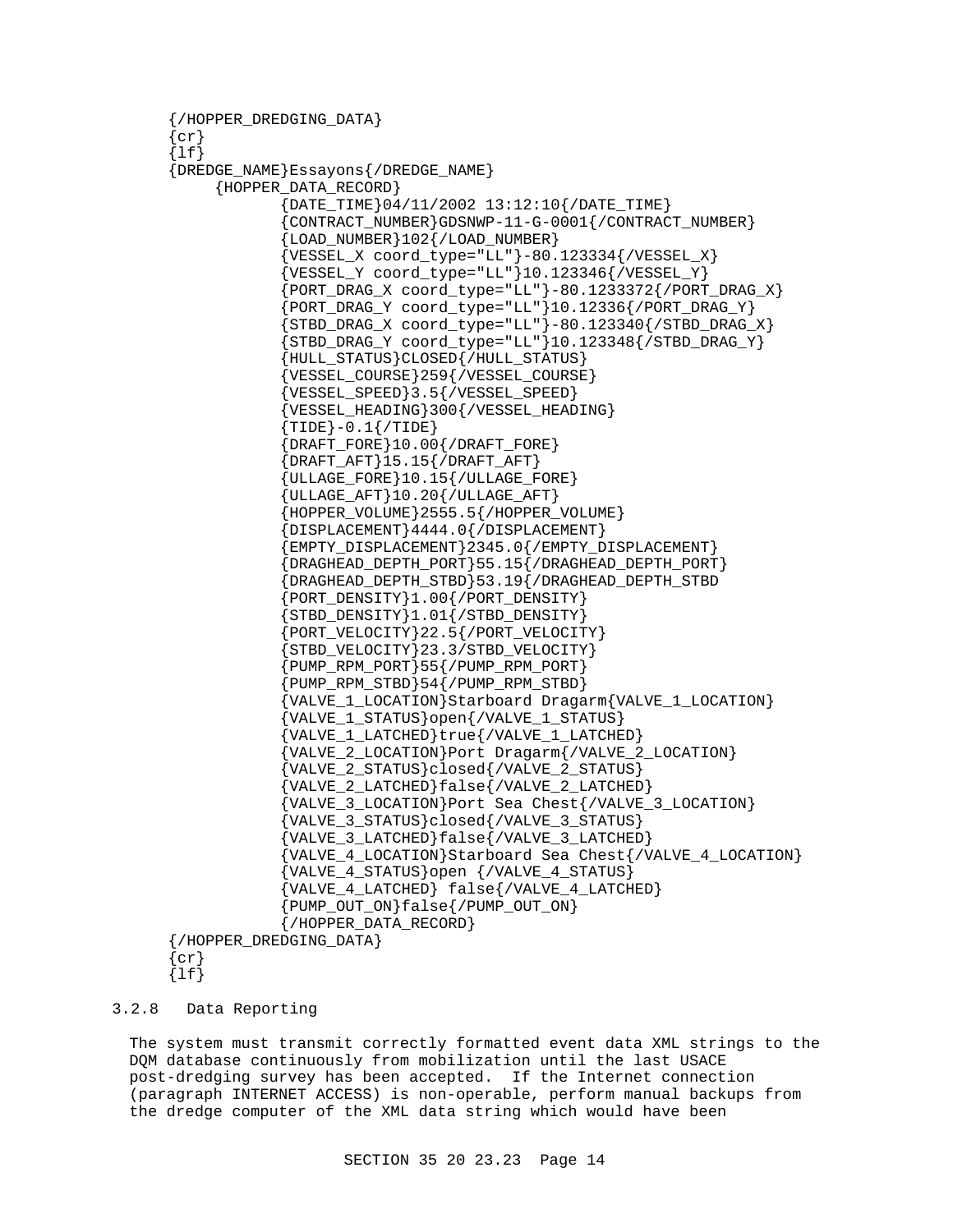```
{/HOPPER_DREDGING_DATA}
{cr}
{lf}
{DREDGE_NAME}Essayons{/DREDGE_NAME}
     {HOPPER_DATA_RECORD}
            {DATE_TIME}04/11/2002 13:12:10{/DATE_TIME}
            {CONTRACT_NUMBER}GDSNWP-11-G-0001{/CONTRACT_NUMBER}
            {LOAD_NUMBER}102{/LOAD_NUMBER}
            {VESSEL_X coord_type="LL"}-80.123334{/VESSEL_X}
            {VESSEL_Y coord_type="LL"}10.123346{/VESSEL_Y}
            {PORT_DRAG_X coord_type="LL"}-80.1233372{/PORT_DRAG_X}
            {PORT_DRAG_Y coord_type="LL"}10.12336{/PORT_DRAG_Y}
            {STBD_DRAG_X coord_type="LL"}-80.123340{/STBD_DRAG_X}
            {STBD_DRAG_Y coord_type="LL"}10.123348{/STBD_DRAG_Y}
            {HULL_STATUS}CLOSED{/HULL_STATUS}
            {VESSEL_COURSE}259{/VESSEL_COURSE}
            {VESSEL_SPEED}3.5{/VESSEL_SPEED}
            {VESSEL_HEADING}300{/VESSEL_HEADING}
            {TIDE}-0.1{/TIDE}
            {DRAFT_FORE}10.00{/DRAFT_FORE}
            {DRAFT_AFT}15.15{/DRAFT_AFT}
            {ULLAGE_FORE}10.15{/ULLAGE_FORE}
            {ULLAGE_AFT}10.20{/ULLAGE_AFT}
            {HOPPER_VOLUME}2555.5{/HOPPER_VOLUME}
            {DISPLACEMENT}4444.0{/DISPLACEMENT}
            {EMPTY_DISPLACEMENT}2345.0{/EMPTY_DISPLACEMENT}
            {DRAGHEAD_DEPTH_PORT}55.15{/DRAGHEAD_DEPTH_PORT}
            {DRAGHEAD_DEPTH_STBD}53.19{/DRAGHEAD_DEPTH_STBD
            {PORT_DENSITY}1.00{/PORT_DENSITY}
            {STBD_DENSITY}1.01{/STBD_DENSITY}
            {PORT_VELOCITY}22.5{/PORT_VELOCITY}
            {STBD_VELOCITY}23.3/STBD_VELOCITY}
            {PUMP_RPM_PORT}55{/PUMP_RPM_PORT}
            {PUMP_RPM_STBD}54{/PUMP_RPM_STBD}
            {VALVE_1_LOCATION}Starboard Dragarm{VALVE_1_LOCATION}
            {VALVE_1_STATUS}open{/VALVE_1_STATUS}
            {VALVE_1_LATCHED}true{/VALVE_1_LATCHED}
            {VALVE_2_LOCATION}Port Dragarm{/VALVE_2_LOCATION}
            {VALVE_2_STATUS}closed{/VALVE_2_STATUS}
            {VALVE_2_LATCHED}false{/VALVE_2_LATCHED}
            {VALVE_3_LOCATION}Port Sea Chest{/VALVE_3_LOCATION}
            {VALVE_3_STATUS}closed{/VALVE_3_STATUS}
            {VALVE_3_LATCHED}false{/VALVE_3_LATCHED}
            {VALVE_4_LOCATION}Starboard Sea Chest{/VALVE_4_LOCATION}
            {VALVE_4_STATUS}open {/VALVE_4_STATUS}
            {VALVE_4_LATCHED} false{/VALVE_4_LATCHED}
            {PUMP_OUT_ON}false{/PUMP_OUT_ON}
            {/HOPPER_DATA_RECORD}
{/HOPPER_DREDGING_DATA}
{cr}
{lf}
```

### 3.2.8 Data Reporting

The system must transmit correctly formatted event data XML strings to the DQM database continuously from mobilization until the last USACE post-dredging survey has been accepted. If the Internet connection (paragraph INTERNET ACCESS) is non-operable, perform manual backups from the dredge computer of the XML data string which would have been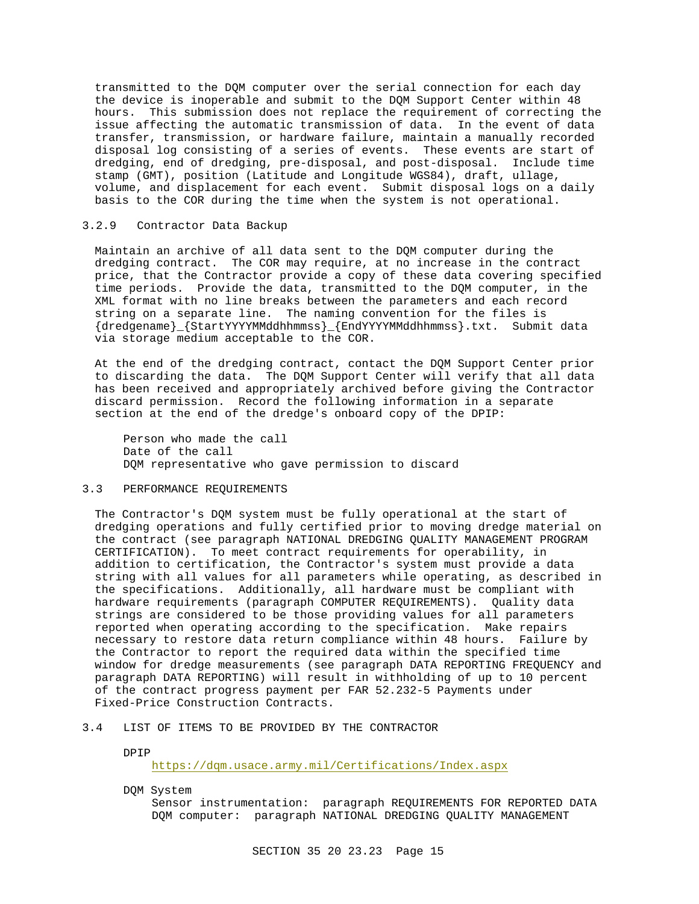transmitted to the DQM computer over the serial connection for each day the device is inoperable and submit to the DQM Support Center within 48 hours. This submission does not replace the requirement of correcting the issue affecting the automatic transmission of data. In the event of data transfer, transmission, or hardware failure, maintain a manually recorded disposal log consisting of a series of events. These events are start of dredging, end of dredging, pre-disposal, and post-disposal. Include time stamp (GMT), position (Latitude and Longitude WGS84), draft, ullage, volume, and displacement for each event. Submit disposal logs on a daily basis to the COR during the time when the system is not operational.

### 3.2.9 Contractor Data Backup

Maintain an archive of all data sent to the DQM computer during the dredging contract. The COR may require, at no increase in the contract price, that the Contractor provide a copy of these data covering specified time periods. Provide the data, transmitted to the DQM computer, in the XML format with no line breaks between the parameters and each record string on a separate line. The naming convention for the files is {dredgename}_{StartYYYYMMddhhmmss}_{EndYYYYMMddhhmmss}.txt. Submit data via storage medium acceptable to the COR.

At the end of the dredging contract, contact the DQM Support Center prior to discarding the data. The DQM Support Center will verify that all data has been received and appropriately archived before giving the Contractor discard permission. Record the following information in a separate section at the end of the dredge's onboard copy of the DPIP:

- Person who made the call
- Date of the call
- DQM representative who gave permission to discard

## 3.3 PERFORMANCE REQUIREMENTS

The Contractor's DQM system must be fully operational at the start of dredging operations and fully certified prior to moving dredge material on the contract (see paragraph NATIONAL DREDGING QUALITY MANAGEMENT PROGRAM CERTIFICATION). To meet contract requirements for operability, in addition to certification, the Contractor's system must provide a data string with all values for all parameters while operating, as described in the specifications. Additionally, all hardware must be compliant with hardware requirements (paragraph COMPUTER REQUIREMENTS). Quality data strings are considered to be those providing values for all parameters reported when operating according to the specification. Make repairs necessary to restore data return compliance within 48 hours. Failure by the Contractor to report the required data within the specified time window for dredge measurements (see paragraph DATA REPORTING FREQUENCY and paragraph DATA REPORTING) will result in withholding of up to 10 percent of the contract progress payment per FAR 52.232-5 Payments under Fixed-Price Construction Contracts.

## 3.4 LIST OF ITEMS TO BE PROVIDED BY THE CONTRACTOR

DPIP
https://dqm.usace.army.mil/Certifications/Index.aspx

DQM System
Sensor instrumentation: paragraph REQUIREMENTS FOR REPORTED DATA
DQM computer: paragraph NATIONAL DREDGING QUALITY MANAGEMENT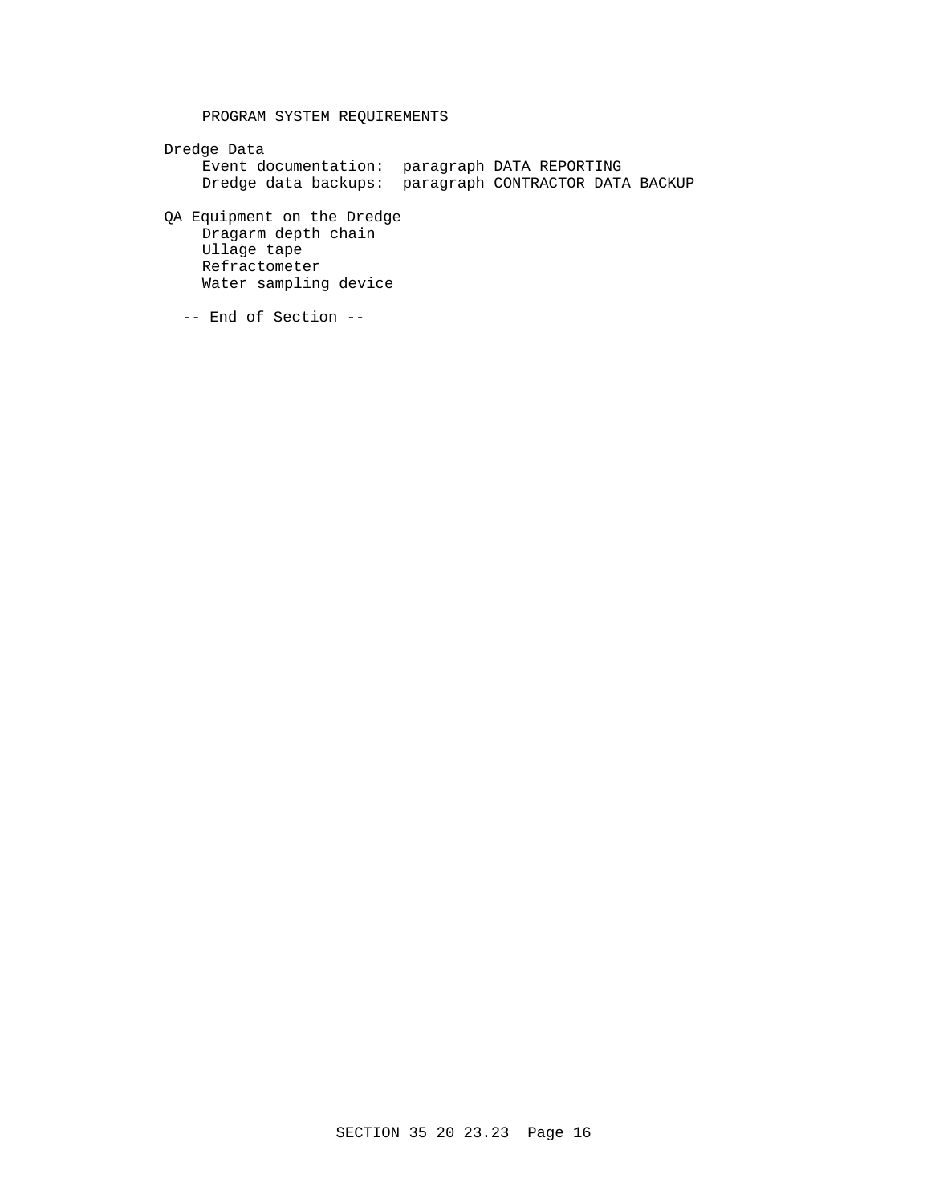PROGRAM SYSTEM REQUIREMENTS

Dredge Data

- Event documentation: paragraph DATA REPORTING
- Dredge data backups: paragraph CONTRACTOR DATA BACKUP

QA Equipment on the Dredge

- Dragarm depth chain
- Ullage tape
- Refractometer
- Water sampling device

-- End of Section --